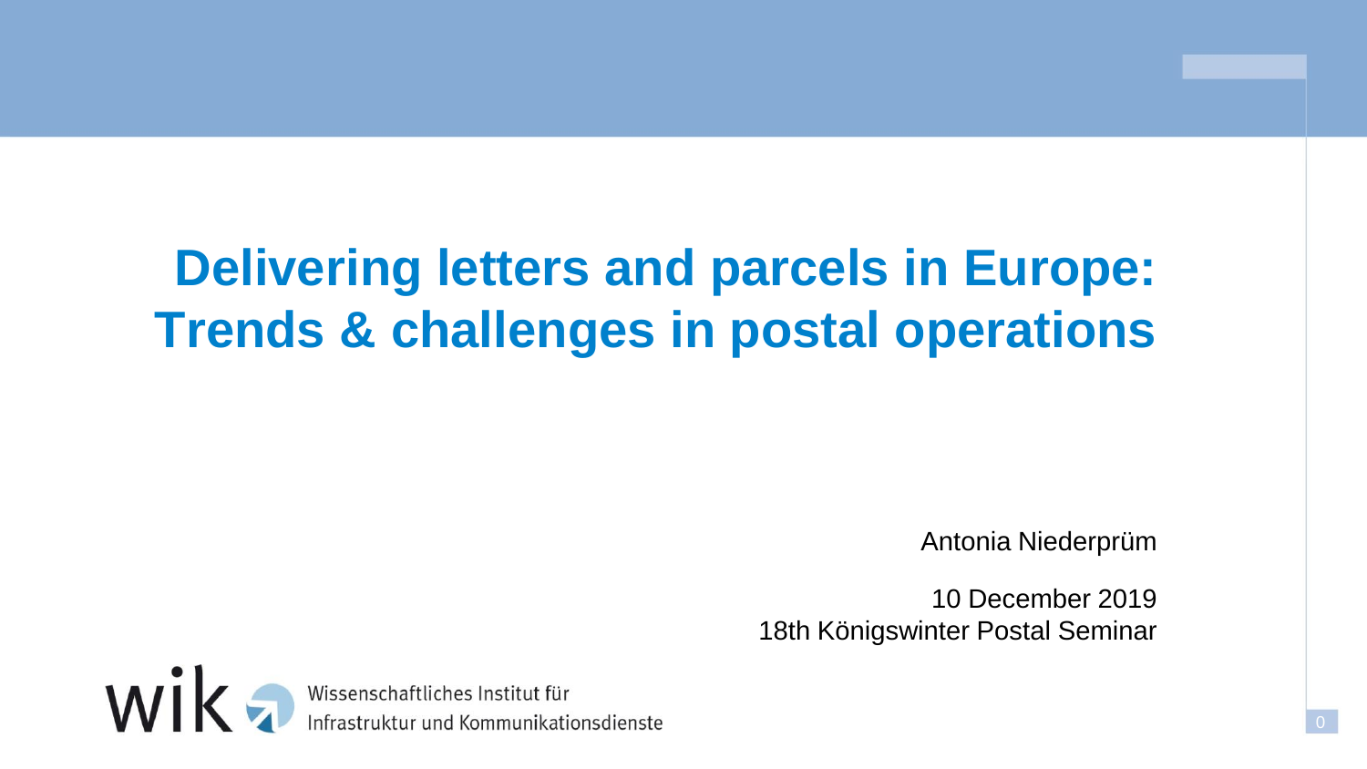# Delivering letters and parcels in Europe: Trends & challenges in postal operations

Antonia Niederprüm

10 December 2019
18th Königswinter Postal Seminar

wik Wissenschaftliches Institut für Infrastruktur und Kommunikationsdienste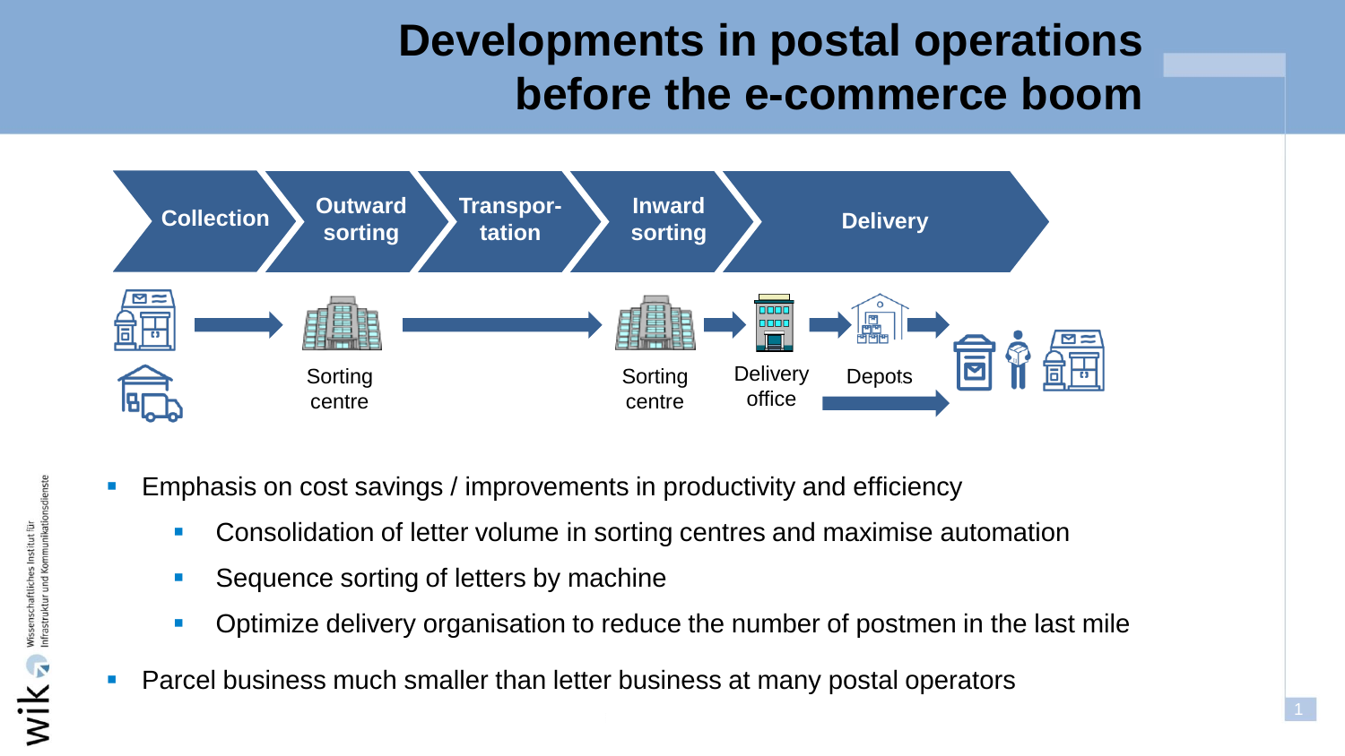# Developments in postal operations before the e-commerce boom

Collection → Outward sorting → Transportation → Inward sorting → Delivery

Sorting centre → Sorting centre → Delivery office → Depots

- Emphasis on cost savings / improvements in productivity and efficiency
  - Consolidation of letter volume in sorting centres and maximise automation
  - Sequence sorting of letters by machine
  - Optimize delivery organisation to reduce the number of postmen in the last mile
- Parcel business much smaller than letter business at many postal operators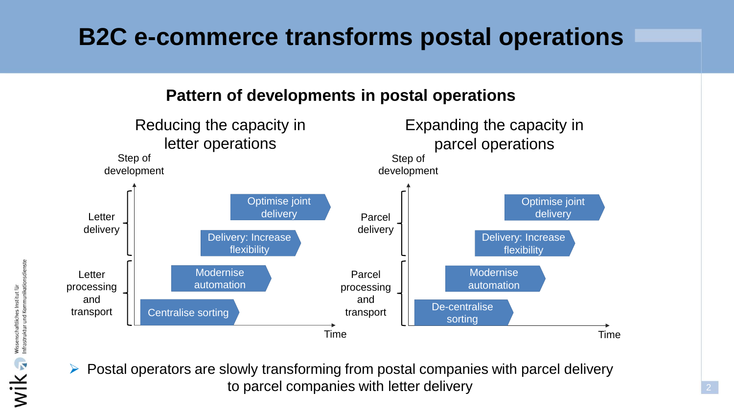# B2C e-commerce transforms postal operations

## Pattern of developments in postal operations

### Reducing the capacity in letter operations

Step of development

- Letter delivery
- Letter processing and transport

Centralise sorting → Modernise automation → Delivery: Increase flexibility → Optimise joint delivery

Time

### Expanding the capacity in parcel operations

Step of development

- Parcel delivery
- Parcel processing and transport

De-centralise sorting → Modernise automation → Delivery: Increase flexibility → Optimise joint delivery

Time

- Postal operators are slowly transforming from postal companies with parcel delivery to parcel companies with letter delivery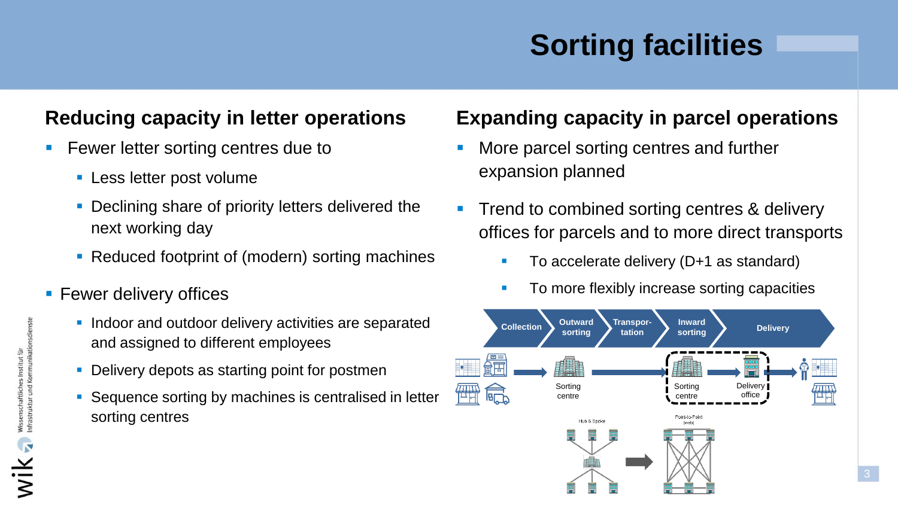# Sorting facilities

## Reducing capacity in letter operations

- Fewer letter sorting centres due to
  - Less letter post volume
  - Declining share of priority letters delivered the next working day
  - Reduced footprint of (modern) sorting machines
- Fewer delivery offices
  - Indoor and outdoor delivery activities are separated and assigned to different employees
  - Delivery depots as starting point for postmen
  - Sequence sorting by machines is centralised in letter sorting centres

## Expanding capacity in parcel operations

- More parcel sorting centres and further expansion planned
- Trend to combined sorting centres & delivery offices for parcels and to more direct transports
  - To accelerate delivery (D+1 as standard)
  - To more flexibly increase sorting capacities

Collection → Outward sorting → Transportation → Inward sorting → Delivery

Sorting centre — Sorting centre — Delivery office

Hub & Spoke → Point-to-Point (web)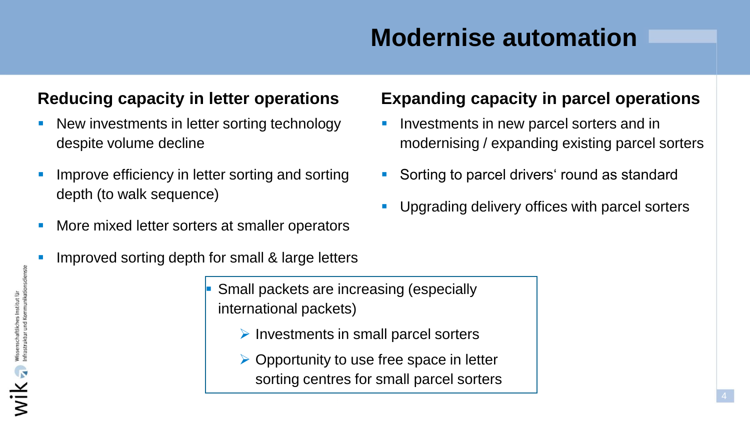# Modernise automation

## Reducing capacity in letter operations

- New investments in letter sorting technology despite volume decline
- Improve efficiency in letter sorting and sorting depth (to walk sequence)
- More mixed letter sorters at smaller operators
- Improved sorting depth for small & large letters

## Expanding capacity in parcel operations

- Investments in new parcel sorters and in modernising / expanding existing parcel sorters
- Sorting to parcel drivers‘ round as standard
- Upgrading delivery offices with parcel sorters

---

- Small packets are increasing (especially international packets)
  - ➢ Investments in small parcel sorters
  - ➢ Opportunity to use free space in letter sorting centres for small parcel sorters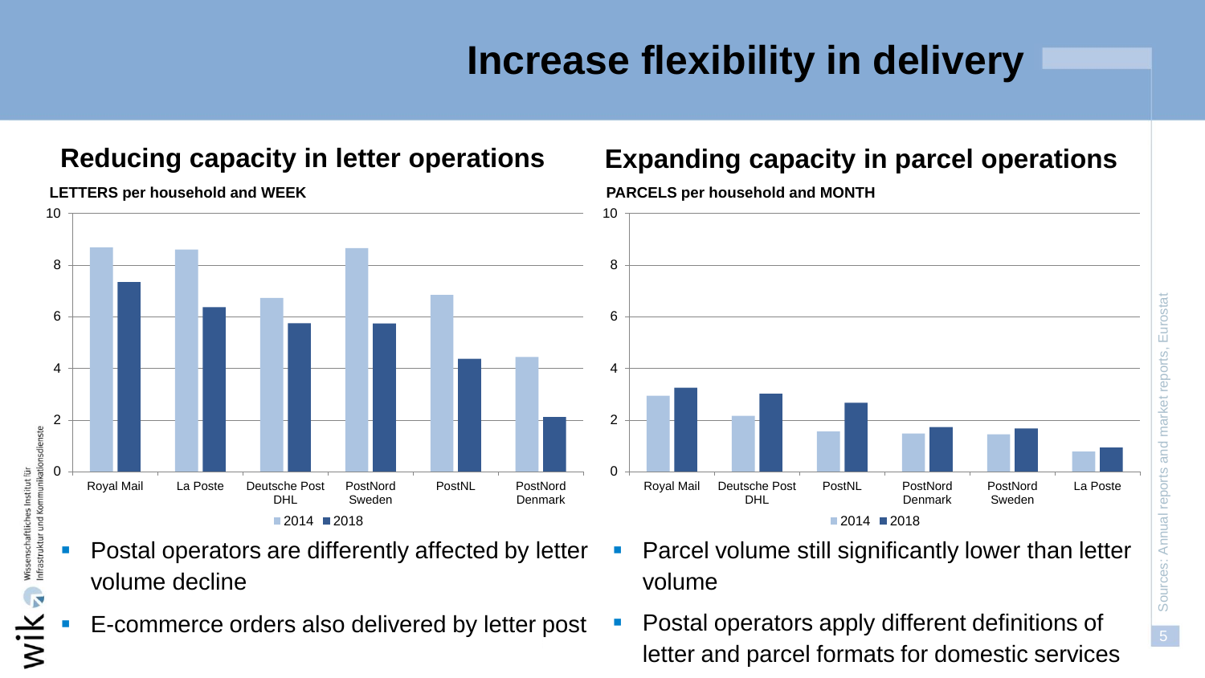# Increase flexibility in delivery

## Reducing capacity in letter operations

**LETTERS per household and WEEK**

| | 2014 | 2018 |
|---|---|---|
| Royal Mail | 8.7 | 7.35 |
| La Poste | 8.6 | 6.35 |
| Deutsche Post DHL | 6.7 | 5.75 |
| PostNord Sweden | 8.65 | 5.75 |
| PostNL | 6.85 | 4.35 |
| PostNord Denmark | 4.45 | 2.1 |

- Postal operators are differently affected by letter volume decline
- E-commerce orders also delivered by letter post

## Expanding capacity in parcel operations

**PARCELS per household and MONTH**

| | 2014 | 2018 |
|---|---|---|
| Royal Mail | 2.95 | 3.25 |
| Deutsche Post DHL | 2.15 | 3.0 |
| PostNL | 1.55 | 2.65 |
| PostNord Denmark | 1.45 | 1.7 |
| PostNord Sweden | 1.45 | 1.65 |
| La Poste | 0.75 | 0.9 |

- Parcel volume still significantly lower than letter volume
- Postal operators apply different definitions of letter and parcel formats for domestic services

Sources: Annual reports and market reports, Eurostat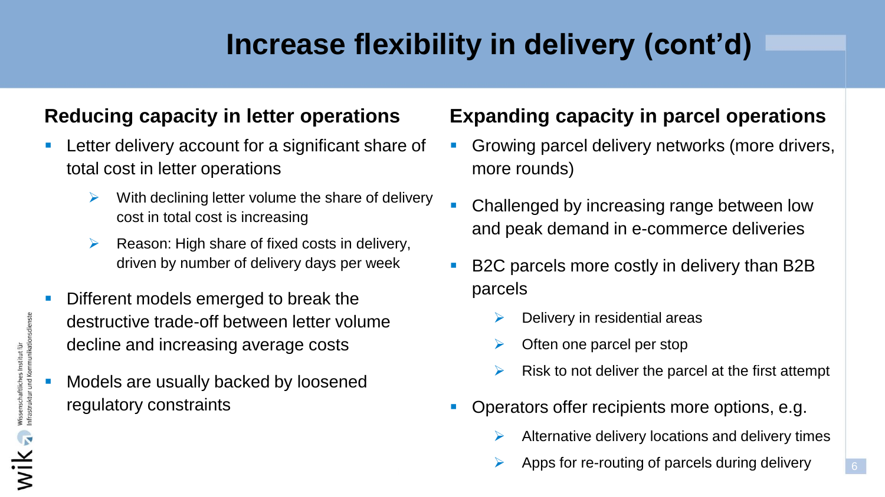# Increase flexibility in delivery (cont'd)

## Reducing capacity in letter operations

- Letter delivery account for a significant share of total cost in letter operations
  - With declining letter volume the share of delivery cost in total cost is increasing
  - Reason: High share of fixed costs in delivery, driven by number of delivery days per week
- Different models emerged to break the destructive trade-off between letter volume decline and increasing average costs
- Models are usually backed by loosened regulatory constraints

## Expanding capacity in parcel operations

- Growing parcel delivery networks (more drivers, more rounds)
- Challenged by increasing range between low and peak demand in e-commerce deliveries
- B2C parcels more costly in delivery than B2B parcels
  - Delivery in residential areas
  - Often one parcel per stop
  - Risk to not deliver the parcel at the first attempt
- Operators offer recipients more options, e.g.
  - Alternative delivery locations and delivery times
  - Apps for re-routing of parcels during delivery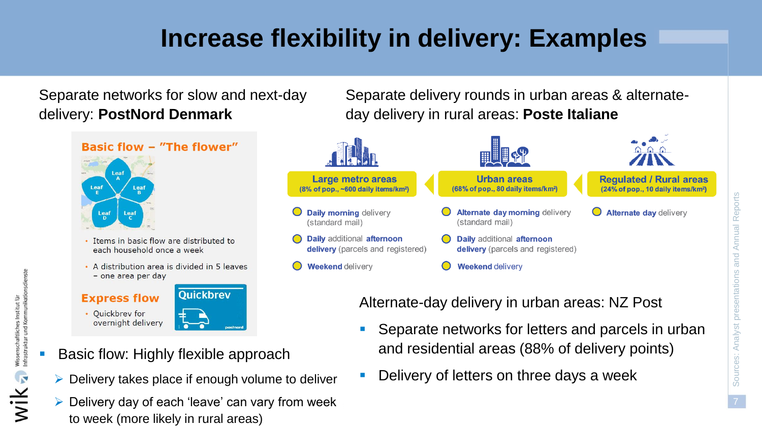# Increase flexibility in delivery: Examples

Separate networks for slow and next-day delivery: **PostNord Denmark**

**Basic flow – "The flower"**

Leaf A, Leaf B, Leaf C, Leaf D, Leaf E

- Items in basic flow are distributed to each household once a week
- A distribution area is divided in 5 leaves – one area per day

**Express flow**

- Quickbrev for overnight delivery

Quickbrev

- Basic flow: Highly flexible approach
  - Delivery takes place if enough volume to deliver
  - Delivery day of each 'leave' can vary from week to week (more likely in rural areas)

Separate delivery rounds in urban areas & alternate-day delivery in rural areas: **Poste Italiane**

| Large metro areas (8% of pop., ~600 daily items/km²) | Urban areas (68% of pop., 80 daily items/km²) | Regulated / Rural areas (24% of pop., 10 daily items/km²) |
|---|---|---|
| **Daily morning** delivery (standard mail) | **Alternate day morning** delivery (standard mail) | **Alternate day** delivery |
| **Daily** additional **afternoon delivery** (parcels and registered) | **Daily** additional **afternoon delivery** (parcels and registered) | |
| **Weekend** delivery | **Weekend** delivery | |

Alternate-day delivery in urban areas: NZ Post

- Separate networks for letters and parcels in urban and residential areas (88% of delivery points)
- Delivery of letters on three days a week

Sources: Analyst presentations and Annual Reports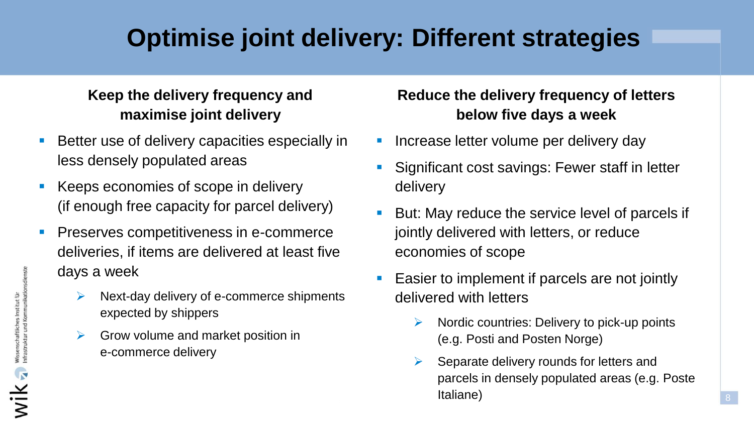# Optimise joint delivery: Different strategies

### Keep the delivery frequency and maximise joint delivery

- Better use of delivery capacities especially in less densely populated areas
- Keeps economies of scope in delivery (if enough free capacity for parcel delivery)
- Preserves competitiveness in e-commerce deliveries, if items are delivered at least five days a week
  - Next-day delivery of e-commerce shipments expected by shippers
  - Grow volume and market position in e-commerce delivery

### Reduce the delivery frequency of letters below five days a week

- Increase letter volume per delivery day
- Significant cost savings: Fewer staff in letter delivery
- But: May reduce the service level of parcels if jointly delivered with letters, or reduce economies of scope
- Easier to implement if parcels are not jointly delivered with letters
  - Nordic countries: Delivery to pick-up points (e.g. Posti and Posten Norge)
  - Separate delivery rounds for letters and parcels in densely populated areas (e.g. Poste Italiane)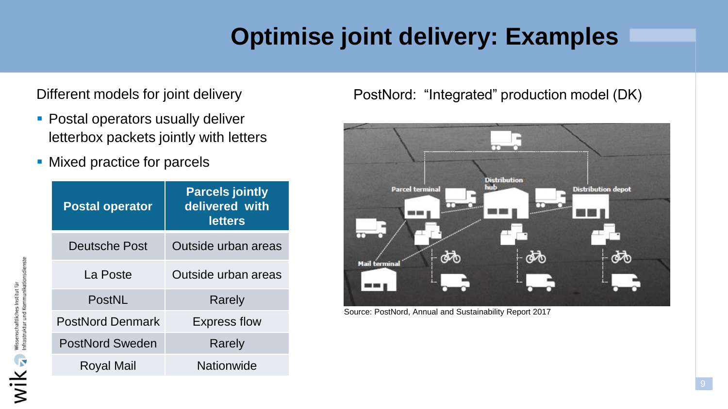# Optimise joint delivery: Examples

Different models for joint delivery

- Postal operators usually deliver letterbox packets jointly with letters
- Mixed practice for parcels

| Postal operator | Parcels jointly delivered with letters |
|---|---|
| Deutsche Post | Outside urban areas |
| La Poste | Outside urban areas |
| PostNL | Rarely |
| PostNord Denmark | Express flow |
| PostNord Sweden | Rarely |
| Royal Mail | Nationwide |

PostNord: "Integrated" production model (DK)

Parcel terminal

Distribution hub

Distribution depot

Mail terminal

Source: PostNord, Annual and Sustainability Report 2017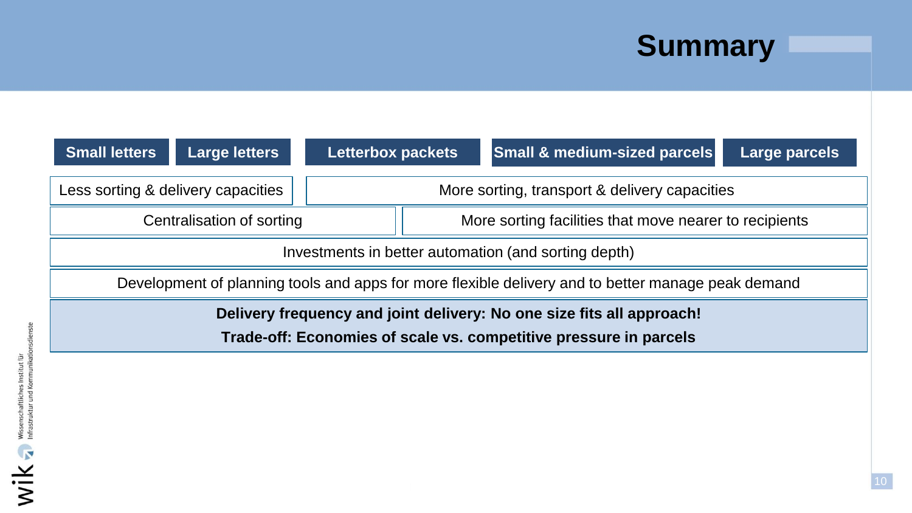# Summary

| Small letters | Large letters | Letterbox packets | Small & medium-sized parcels | Large parcels |
|---|---|---|---|---|
| Less sorting & delivery capacities | | More sorting, transport & delivery capacities | | |
| Centralisation of sorting | | More sorting facilities that move nearer to recipients | | |
| Investments in better automation (and sorting depth) | | | | |
| Development of planning tools and apps for more flexible delivery and to better manage peak demand | | | | |

**Delivery frequency and joint delivery: No one size fits all approach!**

**Trade-off: Economies of scale vs. competitive pressure in parcels**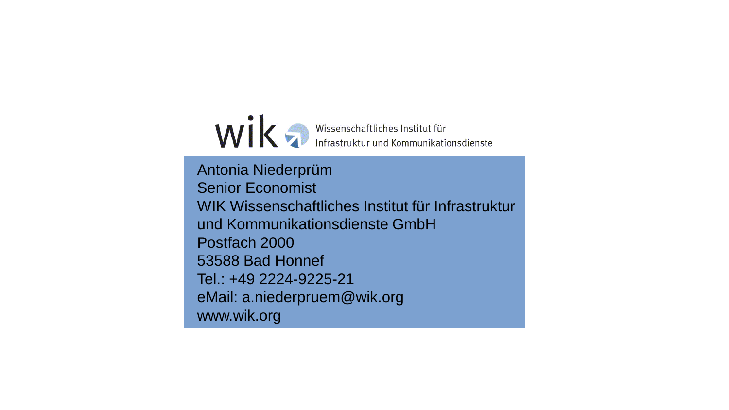wik Wissenschaftliches Institut für Infrastruktur und Kommunikationsdienste

Antonia Niederprüm
Senior Economist
WIK Wissenschaftliches Institut für Infrastruktur und Kommunikationsdienste GmbH
Postfach 2000
53588 Bad Honnef
Tel.: +49 2224-9225-21
eMail: a.niederpruem@wik.org
www.wik.org